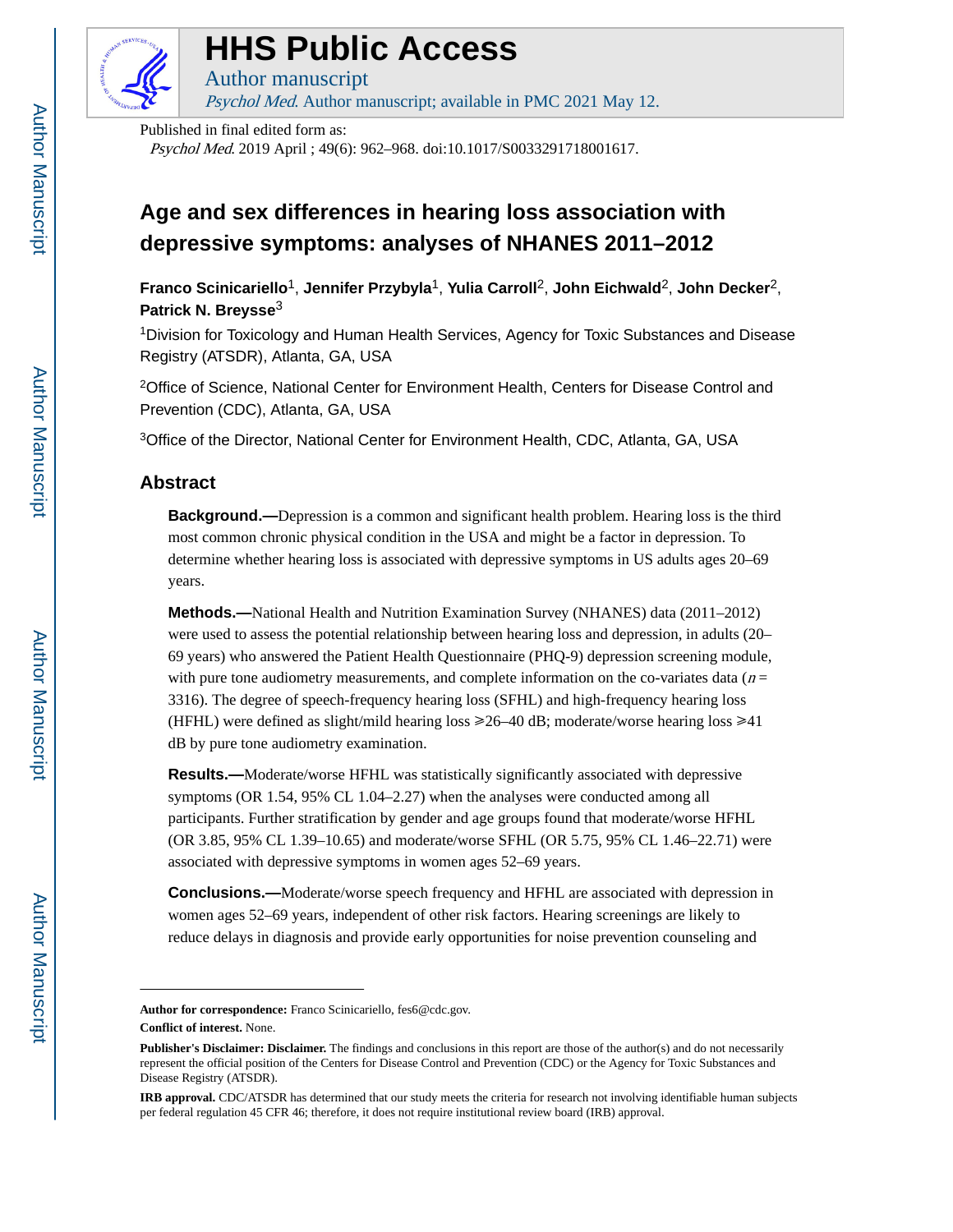# HHS Public Access

Author manuscript

*Psychol Med*. Author manuscript; available in PMC 2021 May 12.

Published in final edited form as:

*Psychol Med*. 2019 April ; 49(6): 962–968. doi:10.1017/S0033291718001617.

# Age and sex differences in hearing loss association with depressive symptoms: analyses of NHANES 2011–2012

**Franco Scinicariello**[1], **Jennifer Przybyla**[1], **Yulia Carroll**[2], **John Eichwald**[2], **John Decker**[2], **Patrick N. Breysse**[3]

[1]Division for Toxicology and Human Health Services, Agency for Toxic Substances and Disease Registry (ATSDR), Atlanta, GA, USA

[2]Office of Science, National Center for Environment Health, Centers for Disease Control and Prevention (CDC), Atlanta, GA, USA

[3]Office of the Director, National Center for Environment Health, CDC, Atlanta, GA, USA

## Abstract

**Background.—**Depression is a common and significant health problem. Hearing loss is the third most common chronic physical condition in the USA and might be a factor in depression. To determine whether hearing loss is associated with depressive symptoms in US adults ages 20–69 years.

**Methods.—**National Health and Nutrition Examination Survey (NHANES) data (2011–2012) were used to assess the potential relationship between hearing loss and depression, in adults (20–69 years) who answered the Patient Health Questionnaire (PHQ-9) depression screening module, with pure tone audiometry measurements, and complete information on the co-variates data ($n$ = 3316). The degree of speech-frequency hearing loss (SFHL) and high-frequency hearing loss (HFHL) were defined as slight/mild hearing loss ⩾26–40 dB; moderate/worse hearing loss ⩾41 dB by pure tone audiometry examination.

**Results.—**Moderate/worse HFHL was statistically significantly associated with depressive symptoms (OR 1.54, 95% CL 1.04–2.27) when the analyses were conducted among all participants. Further stratification by gender and age groups found that moderate/worse HFHL (OR 3.85, 95% CL 1.39–10.65) and moderate/worse SFHL (OR 5.75, 95% CL 1.46–22.71) were associated with depressive symptoms in women ages 52–69 years.

**Conclusions.—**Moderate/worse speech frequency and HFHL are associated with depression in women ages 52–69 years, independent of other risk factors. Hearing screenings are likely to reduce delays in diagnosis and provide early opportunities for noise prevention counseling and

---

**Author for correspondence:** Franco Scinicariello, fes6@cdc.gov.

**Conflict of interest.** None.

**Publisher's Disclaimer: Disclaimer.** The findings and conclusions in this report are those of the author(s) and do not necessarily represent the official position of the Centers for Disease Control and Prevention (CDC) or the Agency for Toxic Substances and Disease Registry (ATSDR).

**IRB approval.** CDC/ATSDR has determined that our study meets the criteria for research not involving identifiable human subjects per federal regulation 45 CFR 46; therefore, it does not require institutional review board (IRB) approval.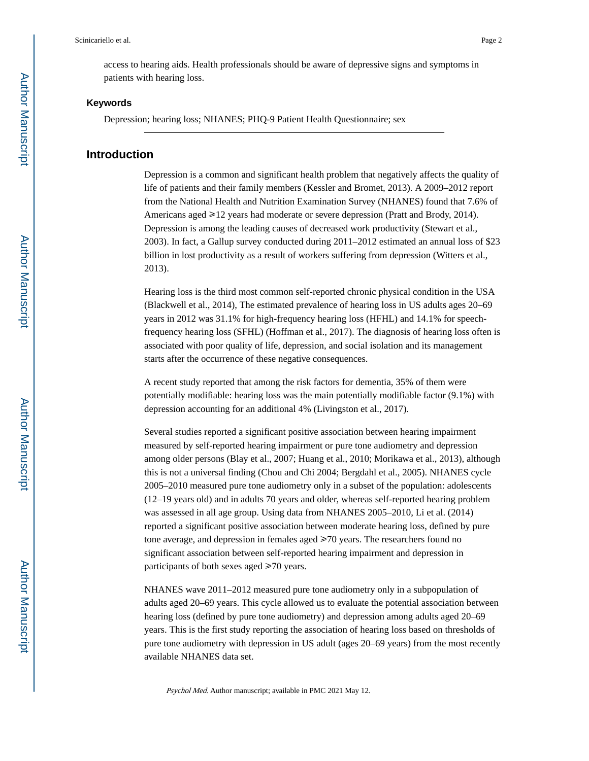access to hearing aids. Health professionals should be aware of depressive signs and symptoms in patients with hearing loss.

### Keywords

Depression; hearing loss; NHANES; PHQ-9 Patient Health Questionnaire; sex

## Introduction

Depression is a common and significant health problem that negatively affects the quality of life of patients and their family members (Kessler and Bromet, 2013). A 2009–2012 report from the National Health and Nutrition Examination Survey (NHANES) found that 7.6% of Americans aged ⩾12 years had moderate or severe depression (Pratt and Brody, 2014). Depression is among the leading causes of decreased work productivity (Stewart et al., 2003). In fact, a Gallup survey conducted during 2011–2012 estimated an annual loss of $23 billion in lost productivity as a result of workers suffering from depression (Witters et al., 2013).

Hearing loss is the third most common self-reported chronic physical condition in the USA (Blackwell et al., 2014), The estimated prevalence of hearing loss in US adults ages 20–69 years in 2012 was 31.1% for high-frequency hearing loss (HFHL) and 14.1% for speech-frequency hearing loss (SFHL) (Hoffman et al., 2017). The diagnosis of hearing loss often is associated with poor quality of life, depression, and social isolation and its management starts after the occurrence of these negative consequences.

A recent study reported that among the risk factors for dementia, 35% of them were potentially modifiable: hearing loss was the main potentially modifiable factor (9.1%) with depression accounting for an additional 4% (Livingston et al., 2017).

Several studies reported a significant positive association between hearing impairment measured by self-reported hearing impairment or pure tone audiometry and depression among older persons (Blay et al., 2007; Huang et al., 2010; Morikawa et al., 2013), although this is not a universal finding (Chou and Chi 2004; Bergdahl et al., 2005). NHANES cycle 2005–2010 measured pure tone audiometry only in a subset of the population: adolescents (12–19 years old) and in adults 70 years and older, whereas self-reported hearing problem was assessed in all age group. Using data from NHANES 2005–2010, Li et al. (2014) reported a significant positive association between moderate hearing loss, defined by pure tone average, and depression in females aged ⩾70 years. The researchers found no significant association between self-reported hearing impairment and depression in participants of both sexes aged ⩾70 years.

NHANES wave 2011–2012 measured pure tone audiometry only in a subpopulation of adults aged 20–69 years. This cycle allowed us to evaluate the potential association between hearing loss (defined by pure tone audiometry) and depression among adults aged 20–69 years. This is the first study reporting the association of hearing loss based on thresholds of pure tone audiometry with depression in US adult (ages 20–69 years) from the most recently available NHANES data set.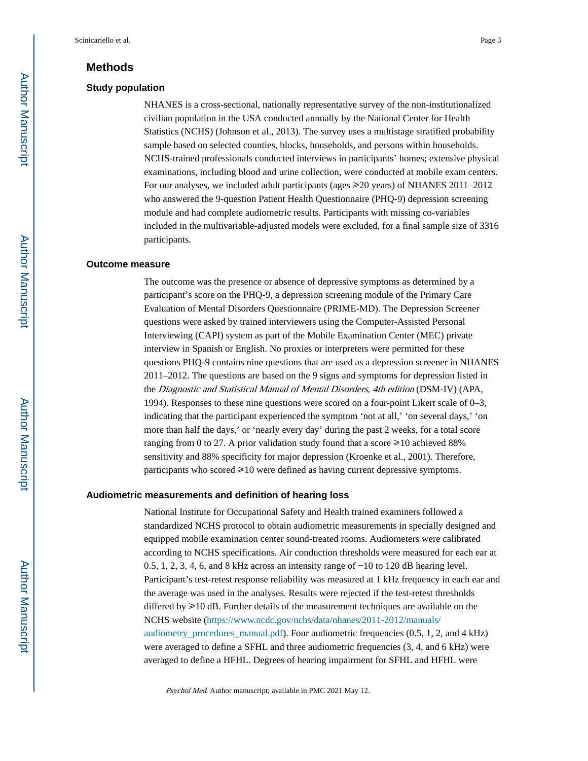## Methods

### Study population

NHANES is a cross-sectional, nationally representative survey of the non-institutionalized civilian population in the USA conducted annually by the National Center for Health Statistics (NCHS) (Johnson et al., 2013). The survey uses a multistage stratified probability sample based on selected counties, blocks, households, and persons within households. NCHS-trained professionals conducted interviews in participants' homes; extensive physical examinations, including blood and urine collection, were conducted at mobile exam centers. For our analyses, we included adult participants (ages ⩾20 years) of NHANES 2011–2012 who answered the 9-question Patient Health Questionnaire (PHQ-9) depression screening module and had complete audiometric results. Participants with missing co-variables included in the multivariable-adjusted models were excluded, for a final sample size of 3316 participants.

### Outcome measure

The outcome was the presence or absence of depressive symptoms as determined by a participant's score on the PHQ-9, a depression screening module of the Primary Care Evaluation of Mental Disorders Questionnaire (PRIME-MD). The Depression Screener questions were asked by trained interviewers using the Computer-Assisted Personal Interviewing (CAPI) system as part of the Mobile Examination Center (MEC) private interview in Spanish or English. No proxies or interpreters were permitted for these questions PHQ-9 contains nine questions that are used as a depression screener in NHANES 2011–2012. The questions are based on the 9 signs and symptoms for depression listed in the *Diagnostic and Statistical Manual of Mental Disorders, 4th edition* (DSM-IV) (APA, 1994). Responses to these nine questions were scored on a four-point Likert scale of 0–3, indicating that the participant experienced the symptom 'not at all,' 'on several days,' 'on more than half the days,' or 'nearly every day' during the past 2 weeks, for a total score ranging from 0 to 27. A prior validation study found that a score ⩾10 achieved 88% sensitivity and 88% specificity for major depression (Kroenke et al., 2001). Therefore, participants who scored ⩾10 were defined as having current depressive symptoms.

### Audiometric measurements and definition of hearing loss

National Institute for Occupational Safety and Health trained examiners followed a standardized NCHS protocol to obtain audiometric measurements in specially designed and equipped mobile examination center sound-treated rooms. Audiometers were calibrated according to NCHS specifications. Air conduction thresholds were measured for each ear at 0.5, 1, 2, 3, 4, 6, and 8 kHz across an intensity range of −10 to 120 dB hearing level. Participant's test-retest response reliability was measured at 1 kHz frequency in each ear and the average was used in the analyses. Results were rejected if the test-retest thresholds differed by ⩾10 dB. Further details of the measurement techniques are available on the NCHS website (https://www.ncdc.gov/nchs/data/nhanes/2011-2012/manuals/audiometry_procedures_manual.pdf). Four audiometric frequencies (0.5, 1, 2, and 4 kHz) were averaged to define a SFHL and three audiometric frequencies (3, 4, and 6 kHz) were averaged to define a HFHL. Degrees of hearing impairment for SFHL and HFHL were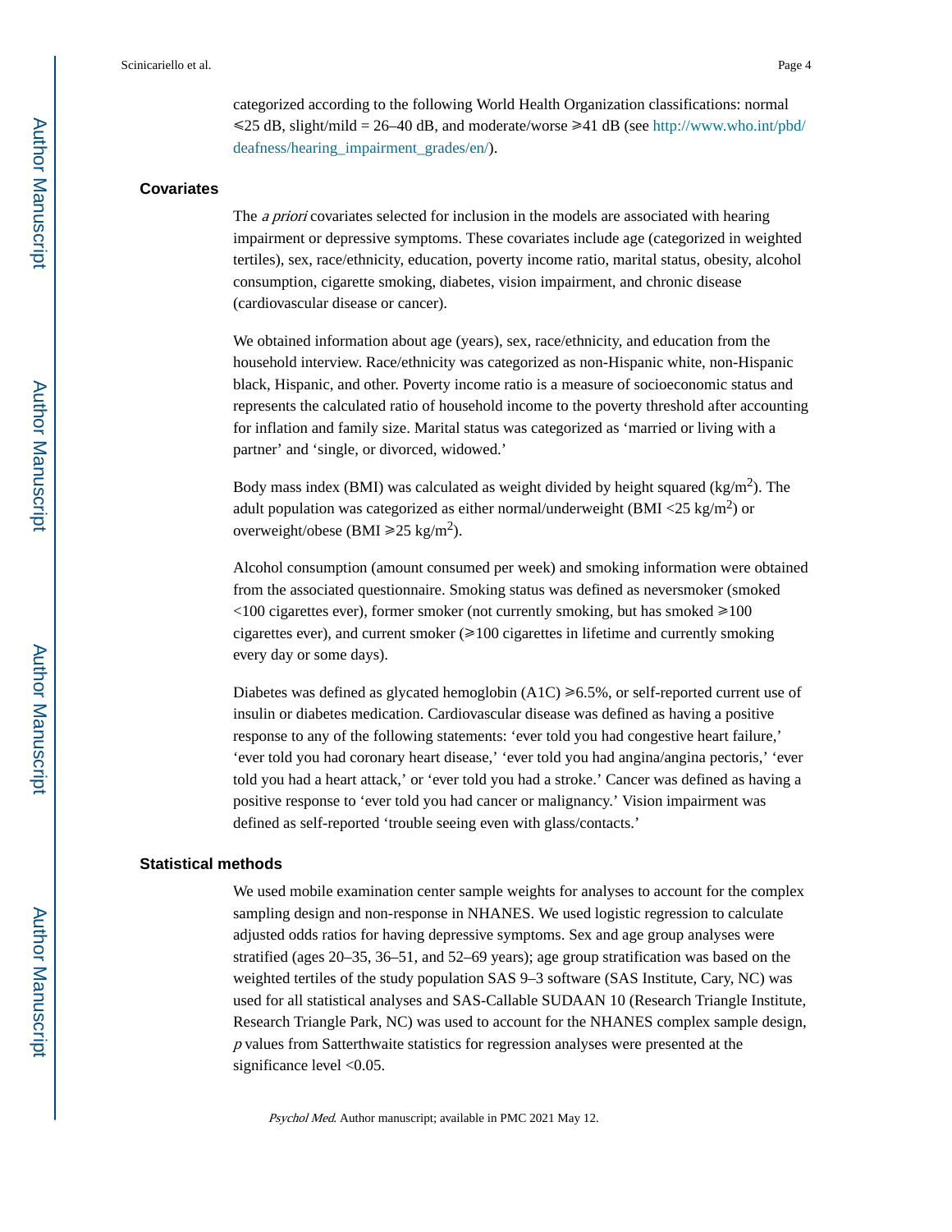categorized according to the following World Health Organization classifications: normal ⩽25 dB, slight/mild = 26–40 dB, and moderate/worse ⩾41 dB (see http://www.who.int/pbd/deafness/hearing_impairment_grades/en/).

### Covariates

The *a priori* covariates selected for inclusion in the models are associated with hearing impairment or depressive symptoms. These covariates include age (categorized in weighted tertiles), sex, race/ethnicity, education, poverty income ratio, marital status, obesity, alcohol consumption, cigarette smoking, diabetes, vision impairment, and chronic disease (cardiovascular disease or cancer).

We obtained information about age (years), sex, race/ethnicity, and education from the household interview. Race/ethnicity was categorized as non-Hispanic white, non-Hispanic black, Hispanic, and other. Poverty income ratio is a measure of socioeconomic status and represents the calculated ratio of household income to the poverty threshold after accounting for inflation and family size. Marital status was categorized as 'married or living with a partner' and 'single, or divorced, widowed.'

Body mass index (BMI) was calculated as weight divided by height squared (kg/m$^2$). The adult population was categorized as either normal/underweight (BMI <25 kg/m$^2$) or overweight/obese (BMI ⩾25 kg/m$^2$).

Alcohol consumption (amount consumed per week) and smoking information were obtained from the associated questionnaire. Smoking status was defined as neversmoker (smoked <100 cigarettes ever), former smoker (not currently smoking, but has smoked ⩾100 cigarettes ever), and current smoker (⩾100 cigarettes in lifetime and currently smoking every day or some days).

Diabetes was defined as glycated hemoglobin (A1C) ⩾6.5%, or self-reported current use of insulin or diabetes medication. Cardiovascular disease was defined as having a positive response to any of the following statements: 'ever told you had congestive heart failure,' 'ever told you had coronary heart disease,' 'ever told you had angina/angina pectoris,' 'ever told you had a heart attack,' or 'ever told you had a stroke.' Cancer was defined as having a positive response to 'ever told you had cancer or malignancy.' Vision impairment was defined as self-reported 'trouble seeing even with glass/contacts.'

### Statistical methods

We used mobile examination center sample weights for analyses to account for the complex sampling design and non-response in NHANES. We used logistic regression to calculate adjusted odds ratios for having depressive symptoms. Sex and age group analyses were stratified (ages 20–35, 36–51, and 52–69 years); age group stratification was based on the weighted tertiles of the study population SAS 9–3 software (SAS Institute, Cary, NC) was used for all statistical analyses and SAS-Callable SUDAAN 10 (Research Triangle Institute, Research Triangle Park, NC) was used to account for the NHANES complex sample design, *p* values from Satterthwaite statistics for regression analyses were presented at the significance level <0.05.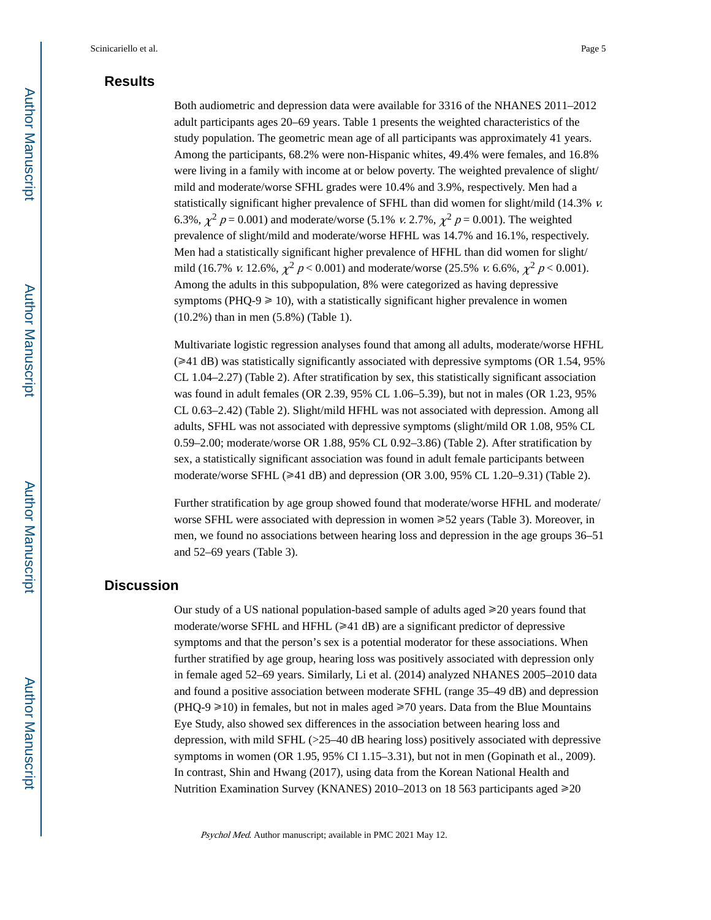## Results

Both audiometric and depression data were available for 3316 of the NHANES 2011–2012 adult participants ages 20–69 years. Table 1 presents the weighted characteristics of the study population. The geometric mean age of all participants was approximately 41 years. Among the participants, 68.2% were non-Hispanic whites, 49.4% were females, and 16.8% were living in a family with income at or below poverty. The weighted prevalence of slight/mild and moderate/worse SFHL grades were 10.4% and 3.9%, respectively. Men had a statistically significant higher prevalence of SFHL than did women for slight/mild (14.3% *v.* 6.3%, $\chi^2$ $p = 0.001$) and moderate/worse (5.1% *v.* 2.7%, $\chi^2$ $p = 0.001$). The weighted prevalence of slight/mild and moderate/worse HFHL was 14.7% and 16.1%, respectively. Men had a statistically significant higher prevalence of HFHL than did women for slight/mild (16.7% *v.* 12.6%, $\chi^2$ $p < 0.001$) and moderate/worse (25.5% *v.* 6.6%, $\chi^2$ $p < 0.001$). Among the adults in this subpopulation, 8% were categorized as having depressive symptoms (PHQ-9 ⩾ 10), with a statistically significant higher prevalence in women (10.2%) than in men (5.8%) (Table 1).

Multivariate logistic regression analyses found that among all adults, moderate/worse HFHL (⩾41 dB) was statistically significantly associated with depressive symptoms (OR 1.54, 95% CL 1.04–2.27) (Table 2). After stratification by sex, this statistically significant association was found in adult females (OR 2.39, 95% CL 1.06–5.39), but not in males (OR 1.23, 95% CL 0.63–2.42) (Table 2). Slight/mild HFHL was not associated with depression. Among all adults, SFHL was not associated with depressive symptoms (slight/mild OR 1.08, 95% CL 0.59–2.00; moderate/worse OR 1.88, 95% CL 0.92–3.86) (Table 2). After stratification by sex, a statistically significant association was found in adult female participants between moderate/worse SFHL (⩾41 dB) and depression (OR 3.00, 95% CL 1.20–9.31) (Table 2).

Further stratification by age group showed found that moderate/worse HFHL and moderate/worse SFHL were associated with depression in women ⩾52 years (Table 3). Moreover, in men, we found no associations between hearing loss and depression in the age groups 36–51 and 52–69 years (Table 3).

## Discussion

Our study of a US national population-based sample of adults aged ⩾20 years found that moderate/worse SFHL and HFHL (⩾41 dB) are a significant predictor of depressive symptoms and that the person's sex is a potential moderator for these associations. When further stratified by age group, hearing loss was positively associated with depression only in female aged 52–69 years. Similarly, Li et al. (2014) analyzed NHANES 2005–2010 data and found a positive association between moderate SFHL (range 35–49 dB) and depression (PHQ-9 ⩾10) in females, but not in males aged ⩾70 years. Data from the Blue Mountains Eye Study, also showed sex differences in the association between hearing loss and depression, with mild SFHL (>25–40 dB hearing loss) positively associated with depressive symptoms in women (OR 1.95, 95% CI 1.15–3.31), but not in men (Gopinath et al., 2009). In contrast, Shin and Hwang (2017), using data from the Korean National Health and Nutrition Examination Survey (KNANES) 2010–2013 on 18 563 participants aged ⩾20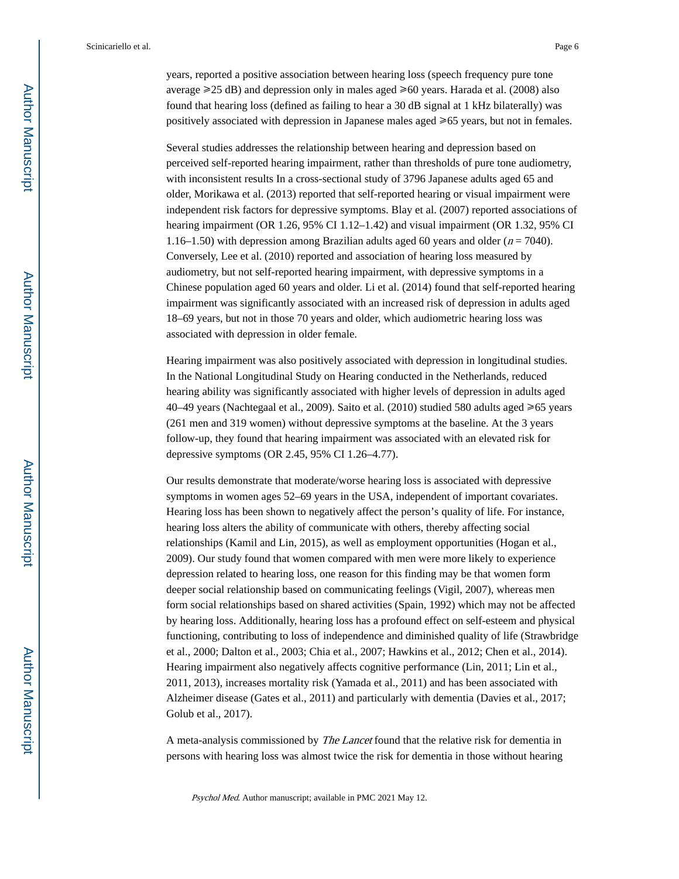years, reported a positive association between hearing loss (speech frequency pure tone average ⩾25 dB) and depression only in males aged ⩾60 years. Harada et al. (2008) also found that hearing loss (defined as failing to hear a 30 dB signal at 1 kHz bilaterally) was positively associated with depression in Japanese males aged ⩾65 years, but not in females.

Several studies addresses the relationship between hearing and depression based on perceived self-reported hearing impairment, rather than thresholds of pure tone audiometry, with inconsistent results In a cross-sectional study of 3796 Japanese adults aged 65 and older, Morikawa et al. (2013) reported that self-reported hearing or visual impairment were independent risk factors for depressive symptoms. Blay et al. (2007) reported associations of hearing impairment (OR 1.26, 95% CI 1.12–1.42) and visual impairment (OR 1.32, 95% CI 1.16–1.50) with depression among Brazilian adults aged 60 years and older ($n$ = 7040). Conversely, Lee et al. (2010) reported and association of hearing loss measured by audiometry, but not self-reported hearing impairment, with depressive symptoms in a Chinese population aged 60 years and older. Li et al. (2014) found that self-reported hearing impairment was significantly associated with an increased risk of depression in adults aged 18–69 years, but not in those 70 years and older, which audiometric hearing loss was associated with depression in older female.

Hearing impairment was also positively associated with depression in longitudinal studies. In the National Longitudinal Study on Hearing conducted in the Netherlands, reduced hearing ability was significantly associated with higher levels of depression in adults aged 40–49 years (Nachtegaal et al., 2009). Saito et al. (2010) studied 580 adults aged ⩾65 years (261 men and 319 women) without depressive symptoms at the baseline. At the 3 years follow-up, they found that hearing impairment was associated with an elevated risk for depressive symptoms (OR 2.45, 95% CI 1.26–4.77).

Our results demonstrate that moderate/worse hearing loss is associated with depressive symptoms in women ages 52–69 years in the USA, independent of important covariates. Hearing loss has been shown to negatively affect the person's quality of life. For instance, hearing loss alters the ability of communicate with others, thereby affecting social relationships (Kamil and Lin, 2015), as well as employment opportunities (Hogan et al., 2009). Our study found that women compared with men were more likely to experience depression related to hearing loss, one reason for this finding may be that women form deeper social relationship based on communicating feelings (Vigil, 2007), whereas men form social relationships based on shared activities (Spain, 1992) which may not be affected by hearing loss. Additionally, hearing loss has a profound effect on self-esteem and physical functioning, contributing to loss of independence and diminished quality of life (Strawbridge et al., 2000; Dalton et al., 2003; Chia et al., 2007; Hawkins et al., 2012; Chen et al., 2014). Hearing impairment also negatively affects cognitive performance (Lin, 2011; Lin et al., 2011, 2013), increases mortality risk (Yamada et al., 2011) and has been associated with Alzheimer disease (Gates et al., 2011) and particularly with dementia (Davies et al., 2017; Golub et al., 2017).

A meta-analysis commissioned by *The Lancet* found that the relative risk for dementia in persons with hearing loss was almost twice the risk for dementia in those without hearing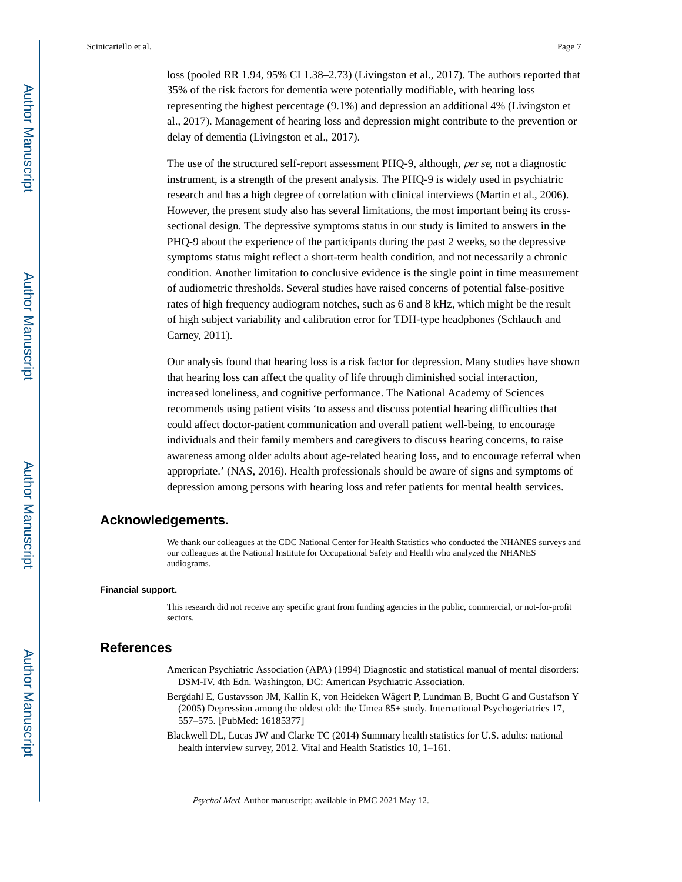loss (pooled RR 1.94, 95% CI 1.38–2.73) (Livingston et al., 2017). The authors reported that 35% of the risk factors for dementia were potentially modifiable, with hearing loss representing the highest percentage (9.1%) and depression an additional 4% (Livingston et al., 2017). Management of hearing loss and depression might contribute to the prevention or delay of dementia (Livingston et al., 2017).

The use of the structured self-report assessment PHQ-9, although, *per se*, not a diagnostic instrument, is a strength of the present analysis. The PHQ-9 is widely used in psychiatric research and has a high degree of correlation with clinical interviews (Martin et al., 2006). However, the present study also has several limitations, the most important being its cross-sectional design. The depressive symptoms status in our study is limited to answers in the PHQ-9 about the experience of the participants during the past 2 weeks, so the depressive symptoms status might reflect a short-term health condition, and not necessarily a chronic condition. Another limitation to conclusive evidence is the single point in time measurement of audiometric thresholds. Several studies have raised concerns of potential false-positive rates of high frequency audiogram notches, such as 6 and 8 kHz, which might be the result of high subject variability and calibration error for TDH-type headphones (Schlauch and Carney, 2011).

Our analysis found that hearing loss is a risk factor for depression. Many studies have shown that hearing loss can affect the quality of life through diminished social interaction, increased loneliness, and cognitive performance. The National Academy of Sciences recommends using patient visits 'to assess and discuss potential hearing difficulties that could affect doctor-patient communication and overall patient well-being, to encourage individuals and their family members and caregivers to discuss hearing concerns, to raise awareness among older adults about age-related hearing loss, and to encourage referral when appropriate.' (NAS, 2016). Health professionals should be aware of signs and symptoms of depression among persons with hearing loss and refer patients for mental health services.

## Acknowledgements.

We thank our colleagues at the CDC National Center for Health Statistics who conducted the NHANES surveys and our colleagues at the National Institute for Occupational Safety and Health who analyzed the NHANES audiograms.

#### Financial support.

This research did not receive any specific grant from funding agencies in the public, commercial, or not-for-profit sectors.

## References

American Psychiatric Association (APA) (1994) Diagnostic and statistical manual of mental disorders: DSM-IV. 4th Edn. Washington, DC: American Psychiatric Association.

Bergdahl E, Gustavsson JM, Kallin K, von Heideken Wågert P, Lundman B, Bucht G and Gustafson Y (2005) Depression among the oldest old: the Umea 85+ study. International Psychogeriatrics 17, 557–575. [PubMed: 16185377]

Blackwell DL, Lucas JW and Clarke TC (2014) Summary health statistics for U.S. adults: national health interview survey, 2012. Vital and Health Statistics 10, 1–161.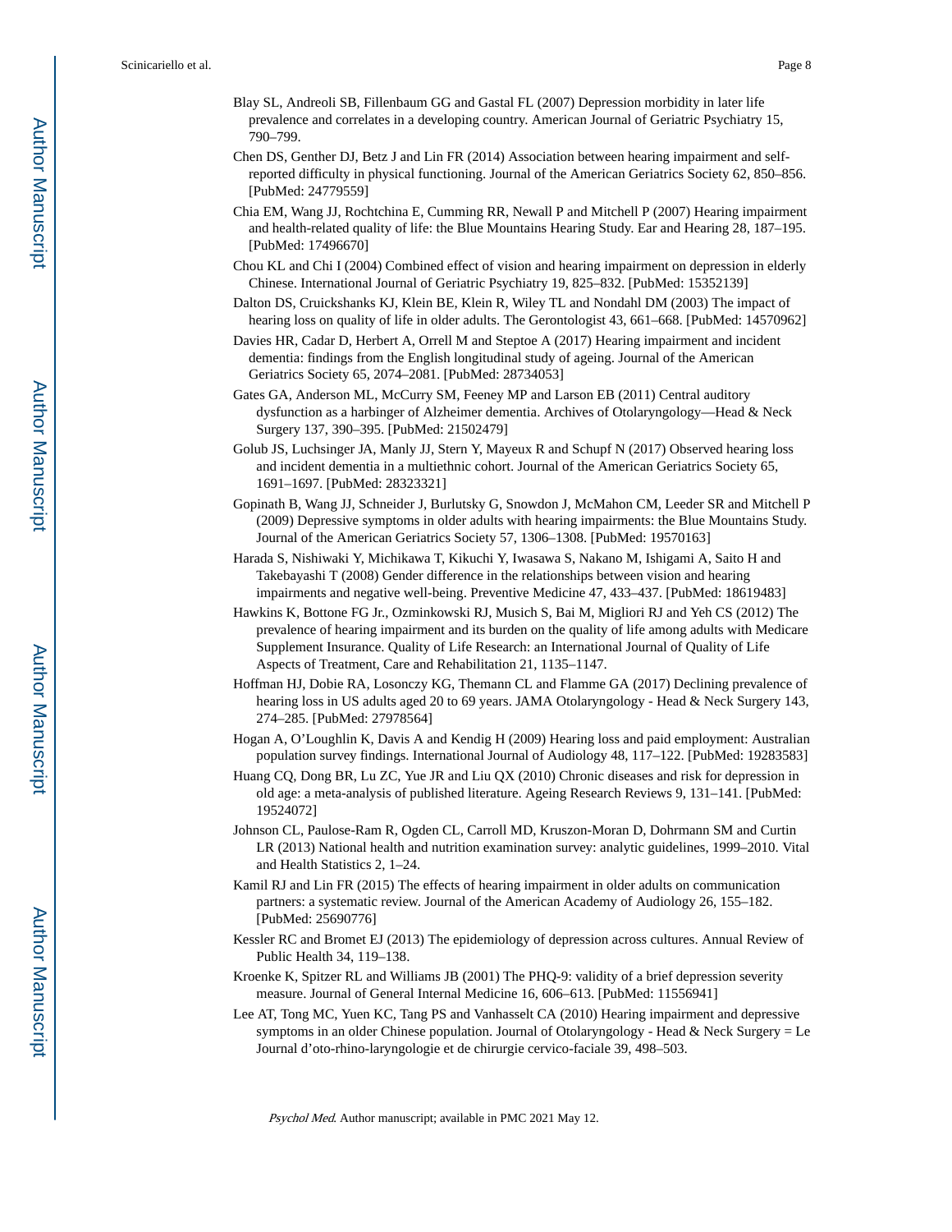Blay SL, Andreoli SB, Fillenbaum GG and Gastal FL (2007) Depression morbidity in later life prevalence and correlates in a developing country. American Journal of Geriatric Psychiatry 15, 790–799.

Chen DS, Genther DJ, Betz J and Lin FR (2014) Association between hearing impairment and self-reported difficulty in physical functioning. Journal of the American Geriatrics Society 62, 850–856. [PubMed: 24779559]

Chia EM, Wang JJ, Rochtchina E, Cumming RR, Newall P and Mitchell P (2007) Hearing impairment and health-related quality of life: the Blue Mountains Hearing Study. Ear and Hearing 28, 187–195. [PubMed: 17496670]

Chou KL and Chi I (2004) Combined effect of vision and hearing impairment on depression in elderly Chinese. International Journal of Geriatric Psychiatry 19, 825–832. [PubMed: 15352139]

Dalton DS, Cruickshanks KJ, Klein BE, Klein R, Wiley TL and Nondahl DM (2003) The impact of hearing loss on quality of life in older adults. The Gerontologist 43, 661–668. [PubMed: 14570962]

Davies HR, Cadar D, Herbert A, Orrell M and Steptoe A (2017) Hearing impairment and incident dementia: findings from the English longitudinal study of ageing. Journal of the American Geriatrics Society 65, 2074–2081. [PubMed: 28734053]

Gates GA, Anderson ML, McCurry SM, Feeney MP and Larson EB (2011) Central auditory dysfunction as a harbinger of Alzheimer dementia. Archives of Otolaryngology—Head & Neck Surgery 137, 390–395. [PubMed: 21502479]

Golub JS, Luchsinger JA, Manly JJ, Stern Y, Mayeux R and Schupf N (2017) Observed hearing loss and incident dementia in a multiethnic cohort. Journal of the American Geriatrics Society 65, 1691–1697. [PubMed: 28323321]

Gopinath B, Wang JJ, Schneider J, Burlutsky G, Snowdon J, McMahon CM, Leeder SR and Mitchell P (2009) Depressive symptoms in older adults with hearing impairments: the Blue Mountains Study. Journal of the American Geriatrics Society 57, 1306–1308. [PubMed: 19570163]

Harada S, Nishiwaki Y, Michikawa T, Kikuchi Y, Iwasawa S, Nakano M, Ishigami A, Saito H and Takebayashi T (2008) Gender difference in the relationships between vision and hearing impairments and negative well-being. Preventive Medicine 47, 433–437. [PubMed: 18619483]

Hawkins K, Bottone FG Jr., Ozminkowski RJ, Musich S, Bai M, Migliori RJ and Yeh CS (2012) The prevalence of hearing impairment and its burden on the quality of life among adults with Medicare Supplement Insurance. Quality of Life Research: an International Journal of Quality of Life Aspects of Treatment, Care and Rehabilitation 21, 1135–1147.

Hoffman HJ, Dobie RA, Losonczy KG, Themann CL and Flamme GA (2017) Declining prevalence of hearing loss in US adults aged 20 to 69 years. JAMA Otolaryngology - Head & Neck Surgery 143, 274–285. [PubMed: 27978564]

Hogan A, O’Loughlin K, Davis A and Kendig H (2009) Hearing loss and paid employment: Australian population survey findings. International Journal of Audiology 48, 117–122. [PubMed: 19283583]

Huang CQ, Dong BR, Lu ZC, Yue JR and Liu QX (2010) Chronic diseases and risk for depression in old age: a meta-analysis of published literature. Ageing Research Reviews 9, 131–141. [PubMed: 19524072]

Johnson CL, Paulose-Ram R, Ogden CL, Carroll MD, Kruszon-Moran D, Dohrmann SM and Curtin LR (2013) National health and nutrition examination survey: analytic guidelines, 1999–2010. Vital and Health Statistics 2, 1–24.

Kamil RJ and Lin FR (2015) The effects of hearing impairment in older adults on communication partners: a systematic review. Journal of the American Academy of Audiology 26, 155–182. [PubMed: 25690776]

Kessler RC and Bromet EJ (2013) The epidemiology of depression across cultures. Annual Review of Public Health 34, 119–138.

Kroenke K, Spitzer RL and Williams JB (2001) The PHQ-9: validity of a brief depression severity measure. Journal of General Internal Medicine 16, 606–613. [PubMed: 11556941]

Lee AT, Tong MC, Yuen KC, Tang PS and Vanhasselt CA (2010) Hearing impairment and depressive symptoms in an older Chinese population. Journal of Otolaryngology - Head & Neck Surgery = Le Journal d’oto-rhino-laryngologie et de chirurgie cervico-faciale 39, 498–503.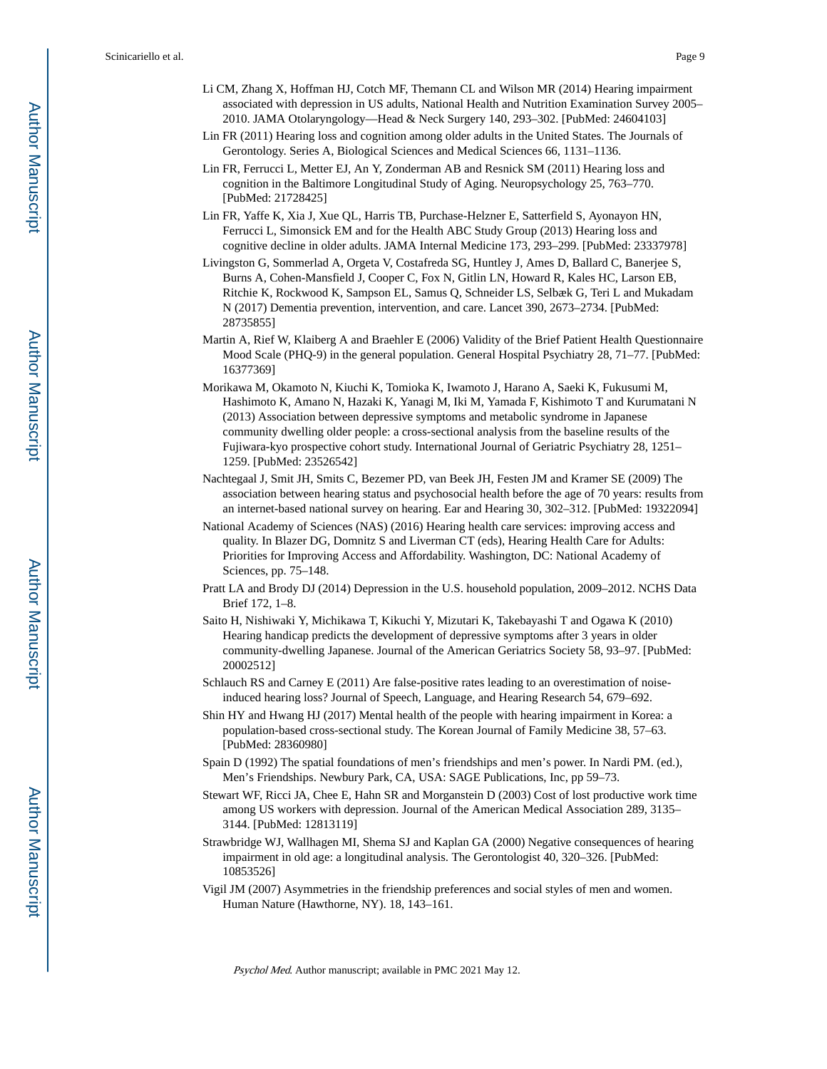Li CM, Zhang X, Hoffman HJ, Cotch MF, Themann CL and Wilson MR (2014) Hearing impairment associated with depression in US adults, National Health and Nutrition Examination Survey 2005–2010. JAMA Otolaryngology—Head & Neck Surgery 140, 293–302. [PubMed: 24604103]

Lin FR (2011) Hearing loss and cognition among older adults in the United States. The Journals of Gerontology. Series A, Biological Sciences and Medical Sciences 66, 1131–1136.

Lin FR, Ferrucci L, Metter EJ, An Y, Zonderman AB and Resnick SM (2011) Hearing loss and cognition in the Baltimore Longitudinal Study of Aging. Neuropsychology 25, 763–770. [PubMed: 21728425]

Lin FR, Yaffe K, Xia J, Xue QL, Harris TB, Purchase-Helzner E, Satterfield S, Ayonayon HN, Ferrucci L, Simonsick EM and for the Health ABC Study Group (2013) Hearing loss and cognitive decline in older adults. JAMA Internal Medicine 173, 293–299. [PubMed: 23337978]

Livingston G, Sommerlad A, Orgeta V, Costafreda SG, Huntley J, Ames D, Ballard C, Banerjee S, Burns A, Cohen-Mansfield J, Cooper C, Fox N, Gitlin LN, Howard R, Kales HC, Larson EB, Ritchie K, Rockwood K, Sampson EL, Samus Q, Schneider LS, Selbæk G, Teri L and Mukadam N (2017) Dementia prevention, intervention, and care. Lancet 390, 2673–2734. [PubMed: 28735855]

Martin A, Rief W, Klaiberg A and Braehler E (2006) Validity of the Brief Patient Health Questionnaire Mood Scale (PHQ-9) in the general population. General Hospital Psychiatry 28, 71–77. [PubMed: 16377369]

Morikawa M, Okamoto N, Kiuchi K, Tomioka K, Iwamoto J, Harano A, Saeki K, Fukusumi M, Hashimoto K, Amano N, Hazaki K, Yanagi M, Iki M, Yamada F, Kishimoto T and Kurumatani N (2013) Association between depressive symptoms and metabolic syndrome in Japanese community dwelling older people: a cross-sectional analysis from the baseline results of the Fujiwara-kyo prospective cohort study. International Journal of Geriatric Psychiatry 28, 1251–1259. [PubMed: 23526542]

Nachtegaal J, Smit JH, Smits C, Bezemer PD, van Beek JH, Festen JM and Kramer SE (2009) The association between hearing status and psychosocial health before the age of 70 years: results from an internet-based national survey on hearing. Ear and Hearing 30, 302–312. [PubMed: 19322094]

National Academy of Sciences (NAS) (2016) Hearing health care services: improving access and quality. In Blazer DG, Domnitz S and Liverman CT (eds), Hearing Health Care for Adults: Priorities for Improving Access and Affordability. Washington, DC: National Academy of Sciences, pp. 75–148.

Pratt LA and Brody DJ (2014) Depression in the U.S. household population, 2009–2012. NCHS Data Brief 172, 1–8.

Saito H, Nishiwaki Y, Michikawa T, Kikuchi Y, Mizutari K, Takebayashi T and Ogawa K (2010) Hearing handicap predicts the development of depressive symptoms after 3 years in older community-dwelling Japanese. Journal of the American Geriatrics Society 58, 93–97. [PubMed: 20002512]

Schlauch RS and Carney E (2011) Are false-positive rates leading to an overestimation of noise-induced hearing loss? Journal of Speech, Language, and Hearing Research 54, 679–692.

Shin HY and Hwang HJ (2017) Mental health of the people with hearing impairment in Korea: a population-based cross-sectional study. The Korean Journal of Family Medicine 38, 57–63. [PubMed: 28360980]

Spain D (1992) The spatial foundations of men's friendships and men's power. In Nardi PM. (ed.), Men's Friendships. Newbury Park, CA, USA: SAGE Publications, Inc, pp 59–73.

Stewart WF, Ricci JA, Chee E, Hahn SR and Morganstein D (2003) Cost of lost productive work time among US workers with depression. Journal of the American Medical Association 289, 3135–3144. [PubMed: 12813119]

Strawbridge WJ, Wallhagen MI, Shema SJ and Kaplan GA (2000) Negative consequences of hearing impairment in old age: a longitudinal analysis. The Gerontologist 40, 320–326. [PubMed: 10853526]

Vigil JM (2007) Asymmetries in the friendship preferences and social styles of men and women. Human Nature (Hawthorne, NY). 18, 143–161.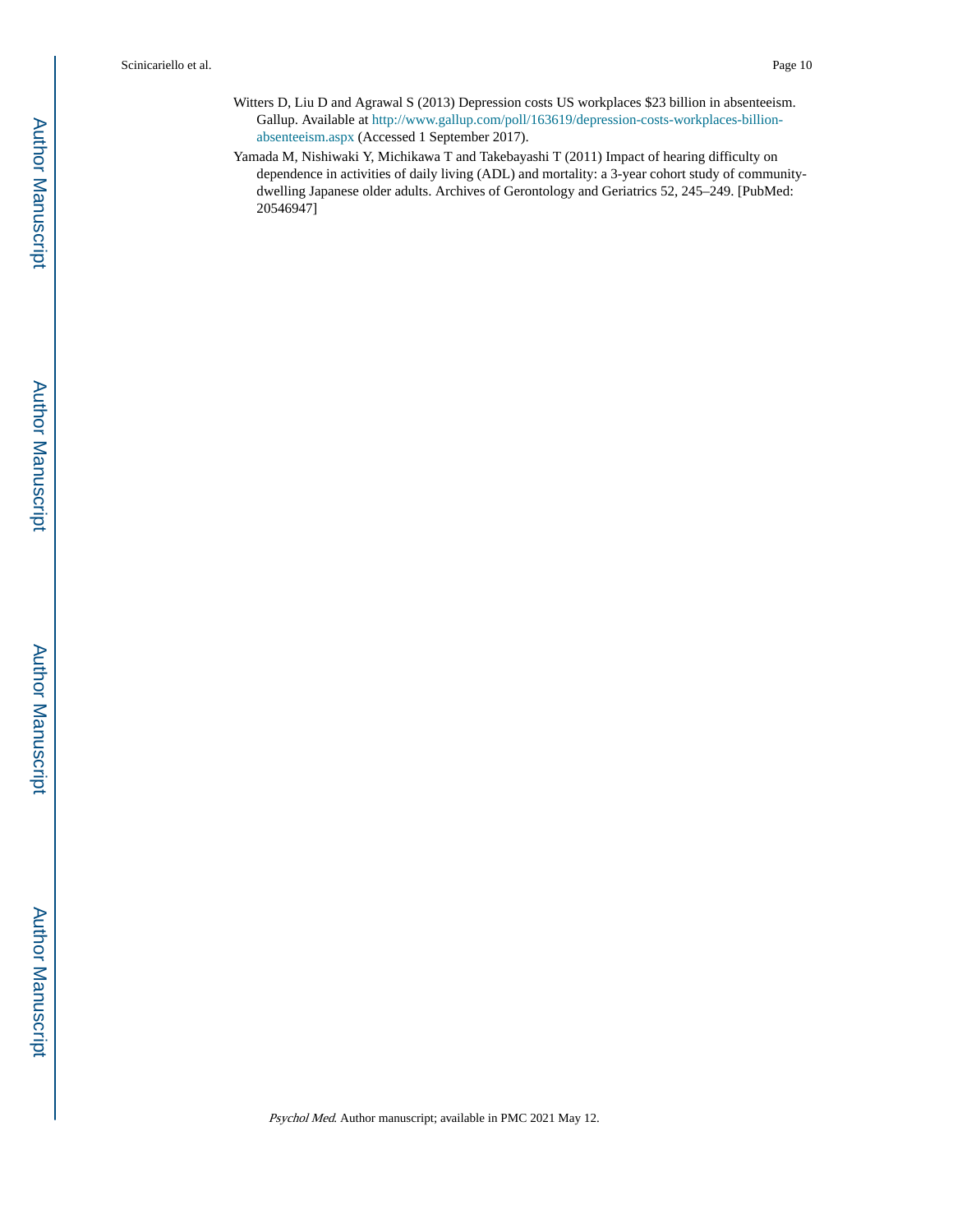Witters D, Liu D and Agrawal S (2013) Depression costs US workplaces $23 billion in absenteeism. Gallup. Available at http://www.gallup.com/poll/163619/depression-costs-workplaces-billion-absenteeism.aspx (Accessed 1 September 2017).

Yamada M, Nishiwaki Y, Michikawa T and Takebayashi T (2011) Impact of hearing difficulty on dependence in activities of daily living (ADL) and mortality: a 3-year cohort study of community-dwelling Japanese older adults. Archives of Gerontology and Geriatrics 52, 245–249. [PubMed: 20546947]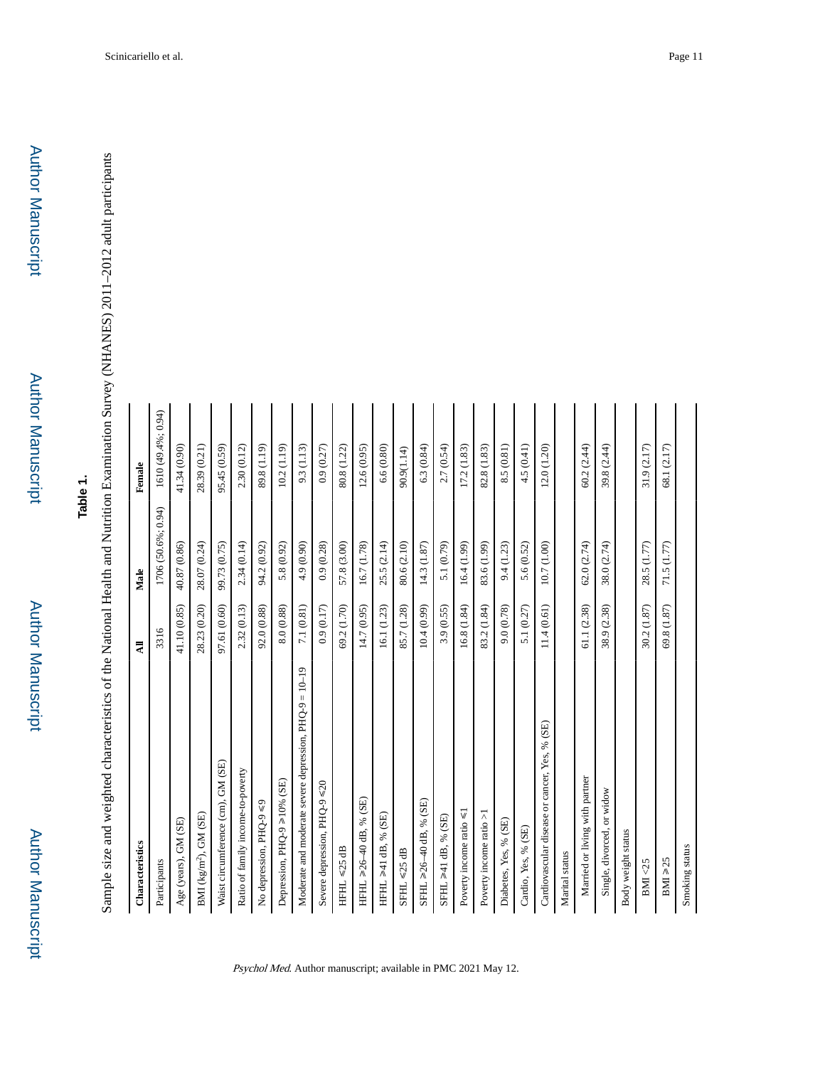**Table 1.**

Sample size and weighted characteristics of the National Health and Nutrition Examination Survey (NHANES) 2011–2012 adult participants

| Characteristics | All | Male | Female |
|---|---|---|---|
| Participants | 3316 | 1706 (50.6%; 0.94) | 1610 (49.4%; 0.94) |
| Age (years), GM (SE) | 41.10 (0.85) | 40.87 (0.86) | 41.34 (0.90) |
| BMI (kg/m$^2$), GM (SE) | 28.23 (0.20) | 28.07 (0.24) | 28.39 (0.21) |
| Waist circumference (cm), GM (SE) | 97.61 (0.60) | 99.73 (0.75) | 95.45 (0.59) |
| Ratio of family income-to-poverty | 2.32 (0.13) | 2.34 (0.14) | 2.30 (0.12) |
| No depression, PHQ-9 ⩽9 | 92.0 (0.88) | 94.2 (0.92) | 89.8 (1.19) |
| Depression, PHQ-9 ⩾10% (SE) | 8.0 (0.88) | 5.8 (0.92) | 10.2 (1.19) |
| Moderate and moderate severe depression, PHQ-9 = 10–19 | 7.1 (0.81) | 4.9 (0.90) | 9.3 (1.13) |
| Severe depression, PHQ-9 ⩽20 | 0.9 (0.17) | 0.9 (0.28) | 0.9 (0.27) |
| HFHL ⩽25 dB | 69.2 (1.70) | 57.8 (3.00) | 80.8 (1.22) |
| HFHL ⩾26–40 dB, % (SE) | 14.7 (0.95) | 16.7 (1.78) | 12.6 (0.95) |
| HFHL ⩾41 dB, % (SE) | 16.1 (1.23) | 25.5 (2.14) | 6.6 (0.80) |
| SFHL ⩽25 dB | 85.7 (1.28) | 80.6 (2.10) | 90.9(1.14) |
| SFHL ⩾26–40 dB, % (SE) | 10.4 (0.99) | 14.3 (1.87) | 6.3 (0.84) |
| SFHL ⩾41 dB, % (SE) | 3.9 (0.55) | 5.1 (0.79) | 2.7 (0.54) |
| Poverty income ratio ⩽1 | 16.8 (1.84) | 16.4 (1.99) | 17.2 (1.83) |
| Poverty income ratio >1 | 83.2 (1.84) | 83.6 (1.99) | 82.8 (1.83) |
| Diabetes, Yes, % (SE) | 9.0 (0.78) | 9.4 (1.23) | 8.5 (0.81) |
| Cardio, Yes, % (SE) | 5.1 (0.27) | 5.6 (0.52) | 4.5 (0.41) |
| Cardiovascular disease or cancer, Yes, % (SE) | 11.4 (0.61) | 10.7 (1.00) | 12.0 (1.20) |
| Marital status | | | |
| Married or living with partner | 61.1 (2.38) | 62.0 (2.74) | 60.2 (2.44) |
| Single, divorced, or widow | 38.9 (2.38) | 38.0 (2.74) | 39.8 (2.44) |
| Body weight status | | | |
| BMI <25 | 30.2 (1.87) | 28.5 (1.77) | 31.9 (2.17) |
| BMI ⩾25 | 69.8 (1.87) | 71.5 (1.77) | 68.1 (2.17) |
| Smoking status | | | |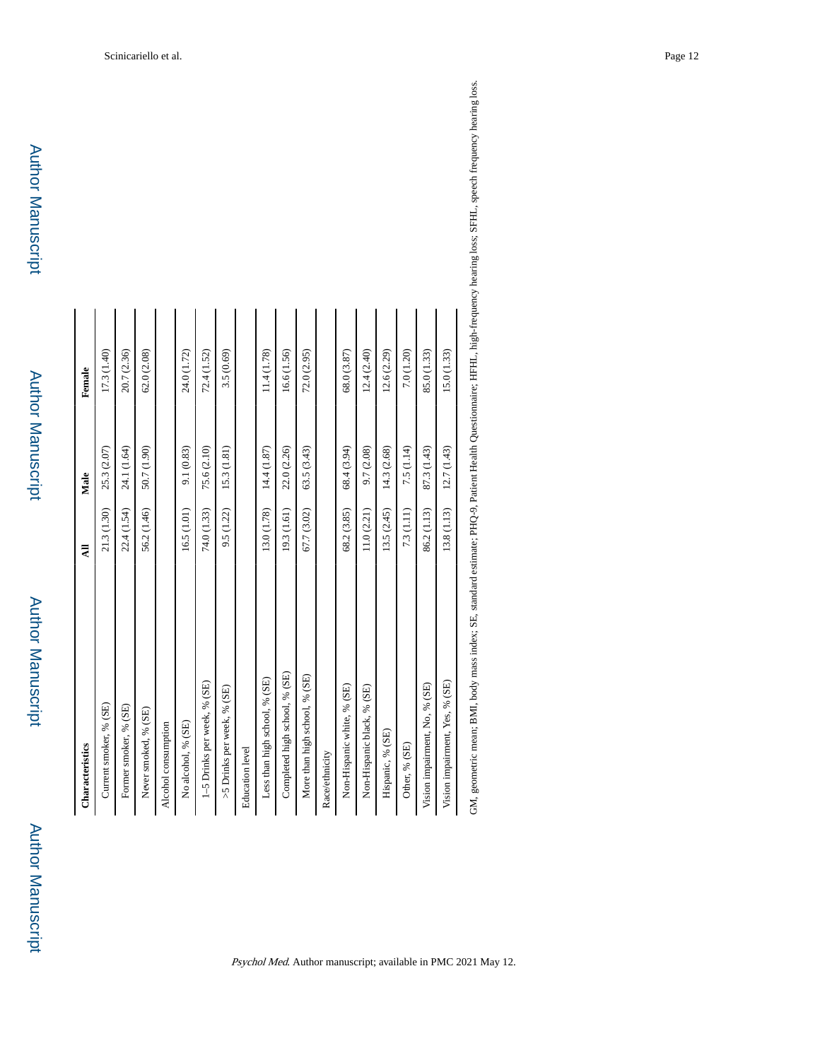| Characteristics | All | Male | Female |
|---|---|---|---|
| Current smoker, % (SE) | 21.3 (1.30) | 25.3 (2.07) | 17.3 (1.40) |
| Former smoker, % (SE) | 22.4 (1.54) | 24.1 (1.64) | 20.7 (2.36) |
| Never smoked, % (SE) | 56.2 (1.46) | 50.7 (1.90) | 62.0 (2.08) |
| Alcohol consumption | | | |
| No alcohol, % (SE) | 16.5 (1.01) | 9.1 (0.83) | 24.0 (1.72) |
| 1–5 Drinks per week, % (SE) | 74.0 (1.33) | 75.6 (2.10) | 72.4 (1.52) |
| >5 Drinks per week, % (SE) | 9.5 (1.22) | 15.3 (1.81) | 3.5 (0.69) |
| Education level | | | |
| Less than high school, % (SE) | 13.0 (1.78) | 14.4 (1.87) | 11.4 (1.78) |
| Completed high school, % (SE) | 19.3 (1.61) | 22.0 (2.26) | 16.6 (1.56) |
| More than high school, % (SE) | 67.7 (3.02) | 63.5 (3.43) | 72.0 (2.95) |
| Race/ethnicity | | | |
| Non-Hispanic white, % (SE) | 68.2 (3.85) | 68.4 (3.94) | 68.0 (3.87) |
| Non-Hispanic black, % (SE) | 11.0 (2.21) | 9.7 (2.08) | 12.4 (2.40) |
| Hispanic, % (SE) | 13.5 (2.45) | 14.3 (2.68) | 12.6 (2.29) |
| Other, % (SE) | 7.3 (1.11) | 7.5 (1.14) | 7.0 (1.20) |
| Vision impairment, No, % (SE) | 86.2 (1.13) | 87.3 (1.43) | 85.0 (1.33) |
| Vision impairment, Yes, % (SE) | 13.8 (1.13) | 12.7 (1.43) | 15.0 (1.33) |

GM, geometric mean; BMI, body mass index; SE, standard estimate; PHQ-9, Patient Health Questionnaire; HFHL, high-frequency hearing loss; SFHL, speech frequency hearing loss.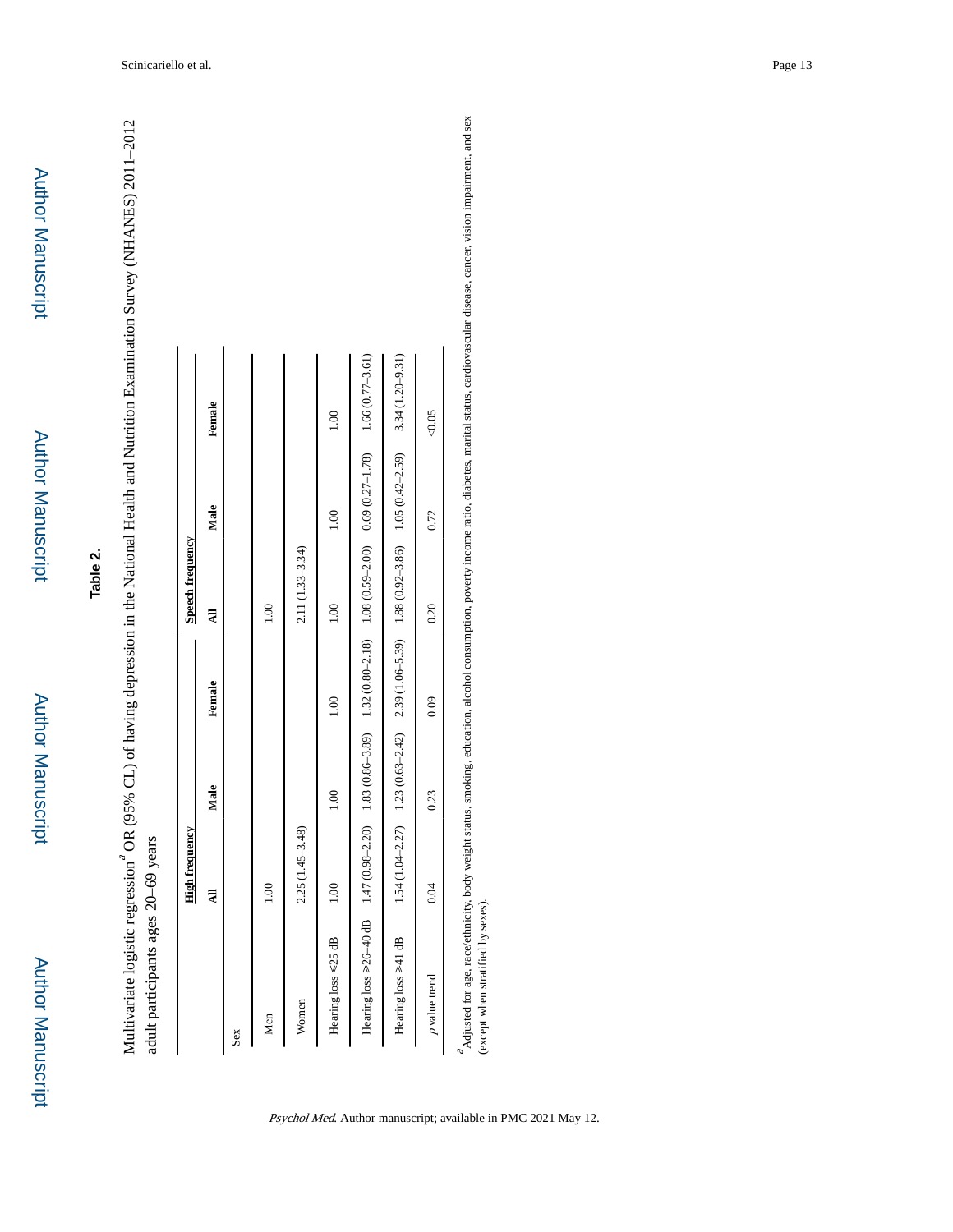**Table 2.**

Multivariate logistic regression[a] OR (95% CL) of having depression in the National Health and Nutrition Examination Survey (NHANES) 2011–2012 adult participants ages 20–69 years

| | High frequency | | | Speech frequency | | |
|---|---|---|---|---|---|---|
| | **All** | **Male** | **Female** | **All** | **Male** | **Female** |
| Sex | | | | | | |
| Men | 1.00 | | | 1.00 | | |
| Women | 2.25 (1.45–3.48) | | | 2.11 (1.33–3.34) | | |
| Hearing loss ≤25 dB | 1.00 | 1.00 | 1.00 | 1.00 | 1.00 | 1.00 |
| Hearing loss ≥26–40 dB | 1.47 (0.98–2.20) | 1.83 (0.86–3.89) | 1.32 (0.80–2.18) | 1.08 (0.59–2.00) | 0.69 (0.27–1.78) | 1.66 (0.77–3.61) |
| Hearing loss ≥41 dB | 1.54 (1.04–2.27) | 1.23 (0.63–2.42) | 2.39 (1.06–5.39) | 1.88 (0.92–3.86) | 1.05 (0.42–2.59) | 3.34 (1.20–9.31) |
| *p* value trend | 0.04 | 0.23 | 0.09 | 0.20 | 0.72 | <0.05 |

[a] Adjusted for age, race/ethnicity, body weight status, smoking, education, alcohol consumption, poverty income ratio, diabetes, marital status, cardiovascular disease, cancer, vision impairment, and sex (except when stratified by sexes).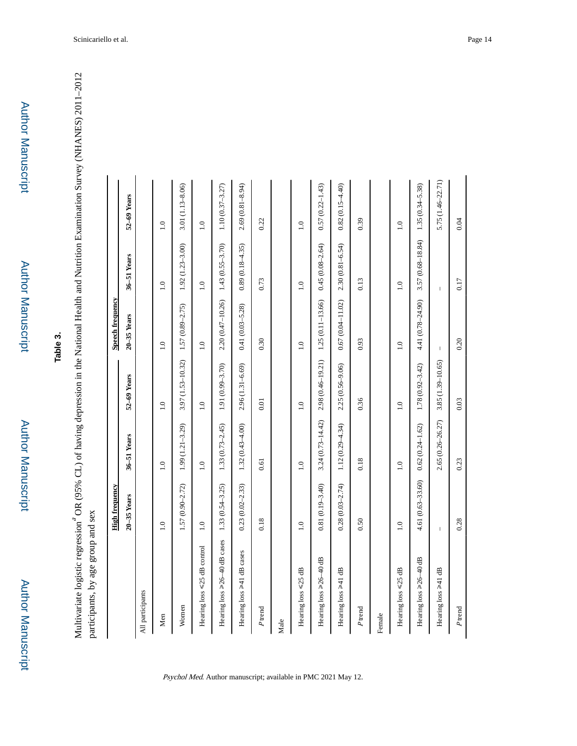**Table 3.**

Multivariate logistic regression[a] OR (95% CL) of having depression in the National Health and Nutrition Examination Survey (NHANES) 2011–2012 participants, by age group and sex

| | High frequency | | | Speech frequency | | |
|---|---|---|---|---|---|---|
| | 20–35 Years | 36–51 Years | 52–69 Years | 20–35 Years | 36–51 Years | 52–69 Years |
| All participants | | | | | | |
| Men | 1.0 | 1.0 | 1.0 | 1.0 | 1.0 | 1.0 |
| Women | 1.57 (0.90–2.72) | 1.99 (1.21–3.29) | 3.97 (1.53–10.32) | 1.57 (0.89–2.75) | 1.92 (1.23–3.00) | 3.01 (1.13–8.06) |
| Hearing loss ⩽25 dB control | 1.0 | 1.0 | 1.0 | 1.0 | 1.0 | 1.0 |
| Hearing loss ⩾26–40 dB cases | 1.33 (0.54–3.25) | 1.33 (0.73–2.45) | 1.91 (0.99–3.70) | 2.20 (0.47–10.26) | 1.43 (0.55–3.70) | 1.10 (0.37–3.27) |
| Hearing loss ⩾41 dB cases | 0.23 (0.02–2.33) | 1.32 (0.43–4.00) | 2.96 (1.31–6.69) | 0.41 (0.03–5.28) | 0.89 (0.18–4.35) | 2.69 (0.81–8.94) |
| *P* trend | 0.18 | 0.61 | 0.01 | 0.30 | 0.73 | 0.22 |
| Male | | | | | | |
| Hearing loss ⩽25 dB | 1.0 | 1.0 | 1.0 | 1.0 | 1.0 | 1.0 |
| Hearing loss ⩾26–40 dB | 0.81 (0.19–3.40) | 3.24 (0.73–14.42) | 2.98 (0.46–19.21) | 1.25 (0.11–13.66) | 0.45 (0.08–2.64) | 0.57 (0.22–1.43) |
| Hearing loss ⩾41 dB | 0.28 (0.03–2.74) | 1.12 (0.29–4.34) | 2.25 (0.56–9.06) | 0.67 (0.04–11.02) | 2.30 (0.81–6.54) | 0.82 (0.15–4.40) |
| *P* trend | 0.50 | 0.18 | 0.36 | 0.93 | 0.13 | 0.39 |
| Female | | | | | | |
| Hearing loss ⩽25 dB | 1.0 | 1.0 | 1.0 | 1.0 | 1.0 | 1.0 |
| Hearing loss ⩾26–40 dB | 4.61 (0.63–33.60) | 0.62 (0.24–1.62) | 1.78 (0.92–3.42) | 4.41 (0.78–24.90) | 3.57 (0.68–18.84) | 1.35 (0.34–5.38) |
| Hearing loss ⩾41 dB | – | 2.65 (0.26–26.27) | 3.85 (1.39–10.65) | – | – | 5.75 (1.46–22.71) |
| *P* trend | 0.28 | 0.23 | 0.03 | 0.20 | 0.17 | 0.04 |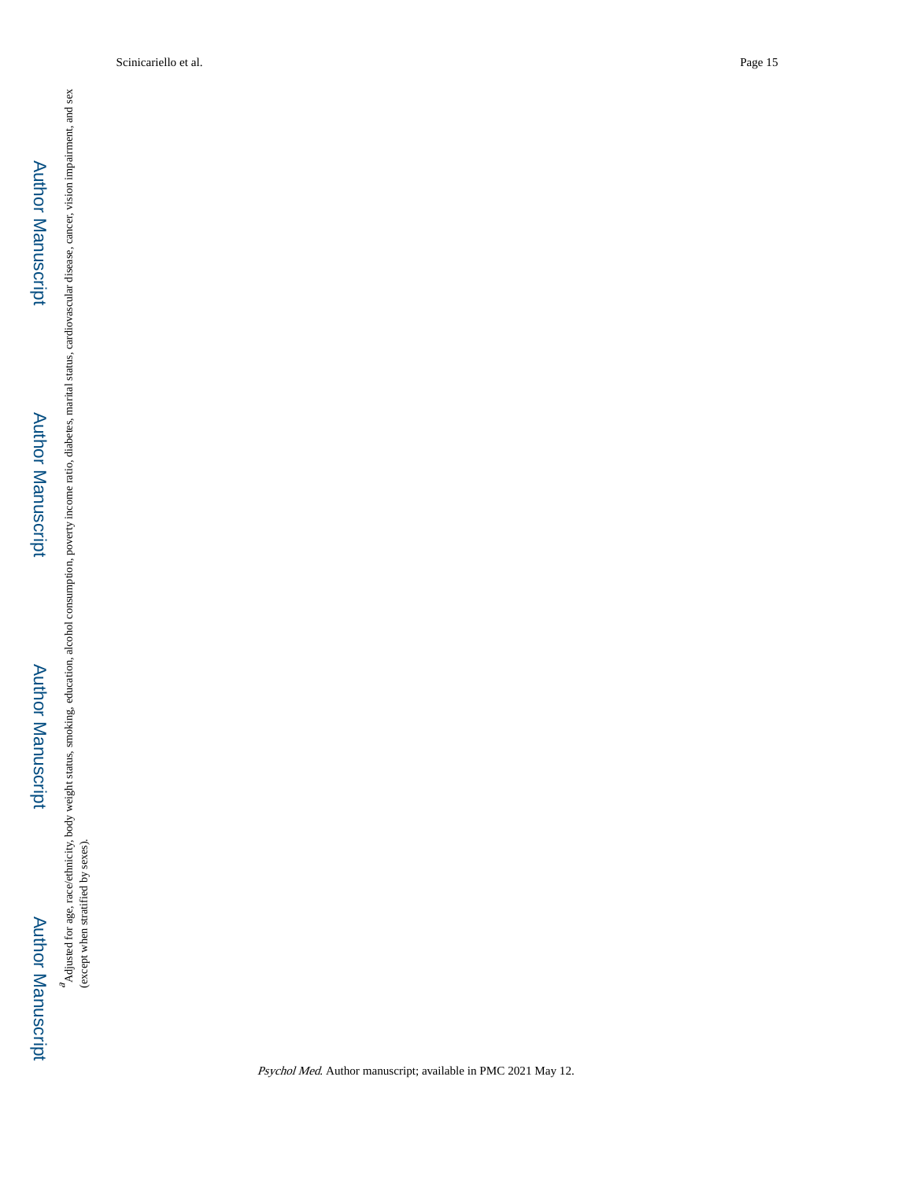[a]Adjusted for age, race/ethnicity, body weight status, smoking, education, alcohol consumption, poverty income ratio, diabetes, marital status, cardiovascular disease, cancer, vision impairment, and sex (except when stratified by sexes).